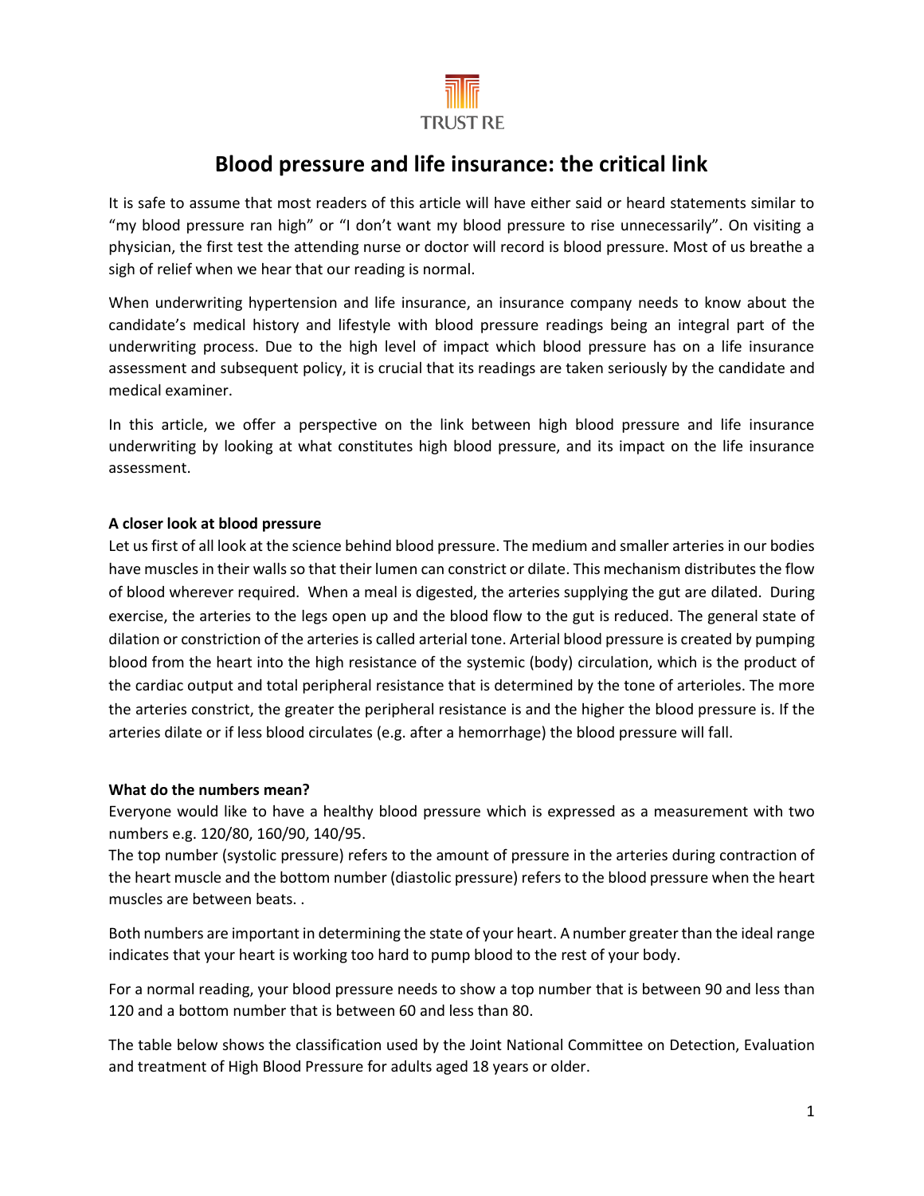TRUST RE

# Blood pressure and life insurance: the critical link

It is safe to assume that most readers of this article will have either said or heard statements similar to "my blood pressure ran high" or "I don't want my blood pressure to rise unnecessarily". On visiting a physician, the first test the attending nurse or doctor will record is blood pressure. Most of us breathe a sigh of relief when we hear that our reading is normal.

When underwriting hypertension and life insurance, an insurance company needs to know about the candidate's medical history and lifestyle with blood pressure readings being an integral part of the underwriting process. Due to the high level of impact which blood pressure has on a life insurance assessment and subsequent policy, it is crucial that its readings are taken seriously by the candidate and medical examiner.

In this article, we offer a perspective on the link between high blood pressure and life insurance underwriting by looking at what constitutes high blood pressure, and its impact on the life insurance assessment.

**A closer look at blood pressure**

Let us first of all look at the science behind blood pressure. The medium and smaller arteries in our bodies have muscles in their walls so that their lumen can constrict or dilate. This mechanism distributes the flow of blood wherever required. When a meal is digested, the arteries supplying the gut are dilated. During exercise, the arteries to the legs open up and the blood flow to the gut is reduced. The general state of dilation or constriction of the arteries is called arterial tone. Arterial blood pressure is created by pumping blood from the heart into the high resistance of the systemic (body) circulation, which is the product of the cardiac output and total peripheral resistance that is determined by the tone of arterioles. The more the arteries constrict, the greater the peripheral resistance is and the higher the blood pressure is. If the arteries dilate or if less blood circulates (e.g. after a hemorrhage) the blood pressure will fall.

**What do the numbers mean?**

Everyone would like to have a healthy blood pressure which is expressed as a measurement with two numbers e.g. 120/80, 160/90, 140/95.

The top number (systolic pressure) refers to the amount of pressure in the arteries during contraction of the heart muscle and the bottom number (diastolic pressure) refers to the blood pressure when the heart muscles are between beats. .

Both numbers are important in determining the state of your heart. A number greater than the ideal range indicates that your heart is working too hard to pump blood to the rest of your body.

For a normal reading, your blood pressure needs to show a top number that is between 90 and less than 120 and a bottom number that is between 60 and less than 80.

The table below shows the classification used by the Joint National Committee on Detection, Evaluation and treatment of High Blood Pressure for adults aged 18 years or older.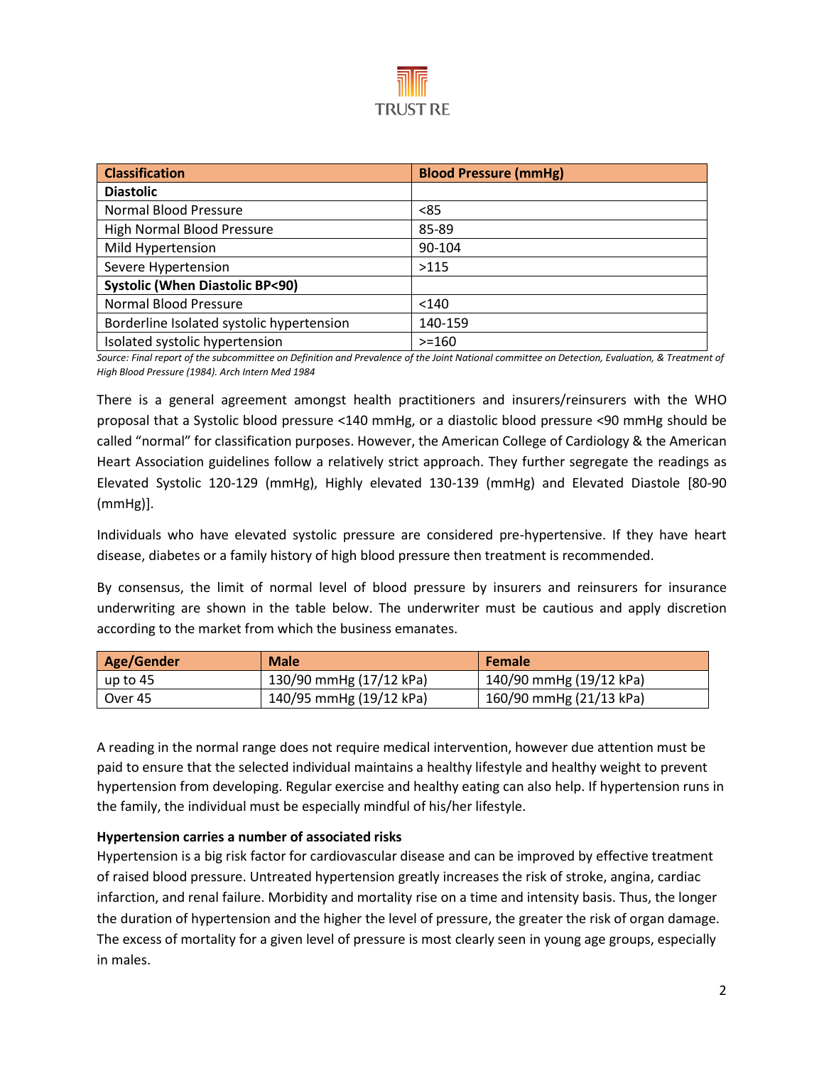| Classification | Blood Pressure (mmHg) |
|---|---|
| **Diastolic** | |
| Normal Blood Pressure | <85 |
| High Normal Blood Pressure | 85-89 |
| Mild Hypertension | 90-104 |
| Severe Hypertension | >115 |
| **Systolic (When Diastolic BP<90)** | |
| Normal Blood Pressure | <140 |
| Borderline Isolated systolic hypertension | 140-159 |
| Isolated systolic hypertension | >=160 |

*Source: Final report of the subcommittee on Definition and Prevalence of the Joint National committee on Detection, Evaluation, & Treatment of High Blood Pressure (1984). Arch Intern Med 1984*

There is a general agreement amongst health practitioners and insurers/reinsurers with the WHO proposal that a Systolic blood pressure <140 mmHg, or a diastolic blood pressure <90 mmHg should be called "normal" for classification purposes. However, the American College of Cardiology & the American Heart Association guidelines follow a relatively strict approach. They further segregate the readings as Elevated Systolic 120-129 (mmHg), Highly elevated 130-139 (mmHg) and Elevated Diastole [80-90 (mmHg)].

Individuals who have elevated systolic pressure are considered pre-hypertensive. If they have heart disease, diabetes or a family history of high blood pressure then treatment is recommended.

By consensus, the limit of normal level of blood pressure by insurers and reinsurers for insurance underwriting are shown in the table below. The underwriter must be cautious and apply discretion according to the market from which the business emanates.

| Age/Gender | Male | Female |
|---|---|---|
| up to 45 | 130/90 mmHg (17/12 kPa) | 140/90 mmHg (19/12 kPa) |
| Over 45 | 140/95 mmHg (19/12 kPa) | 160/90 mmHg (21/13 kPa) |

A reading in the normal range does not require medical intervention, however due attention must be paid to ensure that the selected individual maintains a healthy lifestyle and healthy weight to prevent hypertension from developing. Regular exercise and healthy eating can also help. If hypertension runs in the family, the individual must be especially mindful of his/her lifestyle.

**Hypertension carries a number of associated risks**

Hypertension is a big risk factor for cardiovascular disease and can be improved by effective treatment of raised blood pressure. Untreated hypertension greatly increases the risk of stroke, angina, cardiac infarction, and renal failure. Morbidity and mortality rise on a time and intensity basis. Thus, the longer the duration of hypertension and the higher the level of pressure, the greater the risk of organ damage. The excess of mortality for a given level of pressure is most clearly seen in young age groups, especially in males.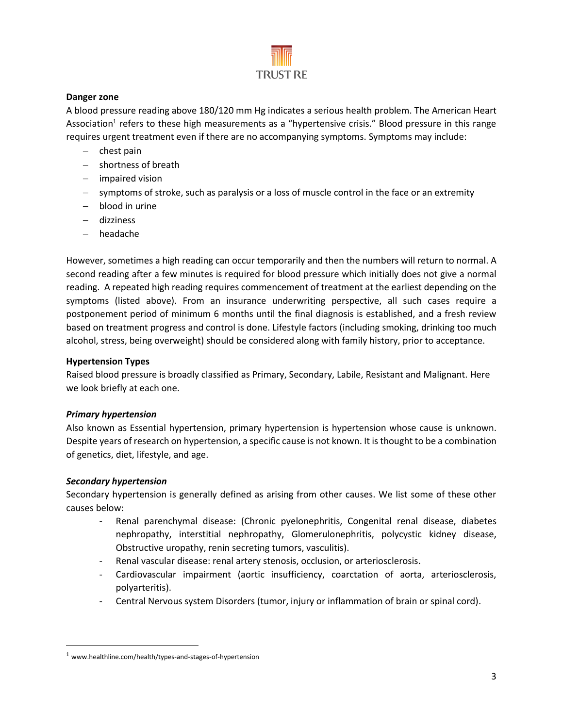**Danger zone**

A blood pressure reading above 180/120 mm Hg indicates a serious health problem. The American Heart Association[1] refers to these high measurements as a "hypertensive crisis." Blood pressure in this range requires urgent treatment even if there are no accompanying symptoms. Symptoms may include:

- chest pain
- shortness of breath
- impaired vision
- symptoms of stroke, such as paralysis or a loss of muscle control in the face or an extremity
- blood in urine
- dizziness
- headache

However, sometimes a high reading can occur temporarily and then the numbers will return to normal. A second reading after a few minutes is required for blood pressure which initially does not give a normal reading. A repeated high reading requires commencement of treatment at the earliest depending on the symptoms (listed above). From an insurance underwriting perspective, all such cases require a postponement period of minimum 6 months until the final diagnosis is established, and a fresh review based on treatment progress and control is done. Lifestyle factors (including smoking, drinking too much alcohol, stress, being overweight) should be considered along with family history, prior to acceptance.

**Hypertension Types**

Raised blood pressure is broadly classified as Primary, Secondary, Labile, Resistant and Malignant. Here we look briefly at each one.

***Primary hypertension***

Also known as Essential hypertension, primary hypertension is hypertension whose cause is unknown. Despite years of research on hypertension, a specific cause is not known. It is thought to be a combination of genetics, diet, lifestyle, and age.

***Secondary hypertension***

Secondary hypertension is generally defined as arising from other causes. We list some of these other causes below:

- Renal parenchymal disease: (Chronic pyelonephritis, Congenital renal disease, diabetes nephropathy, interstitial nephropathy, Glomerulonephritis, polycystic kidney disease, Obstructive uropathy, renin secreting tumors, vasculitis).
- Renal vascular disease: renal artery stenosis, occlusion, or arteriosclerosis.
- Cardiovascular impairment (aortic insufficiency, coarctation of aorta, arteriosclerosis, polyarteritis).
- Central Nervous system Disorders (tumor, injury or inflammation of brain or spinal cord).

[1] www.healthline.com/health/types-and-stages-of-hypertension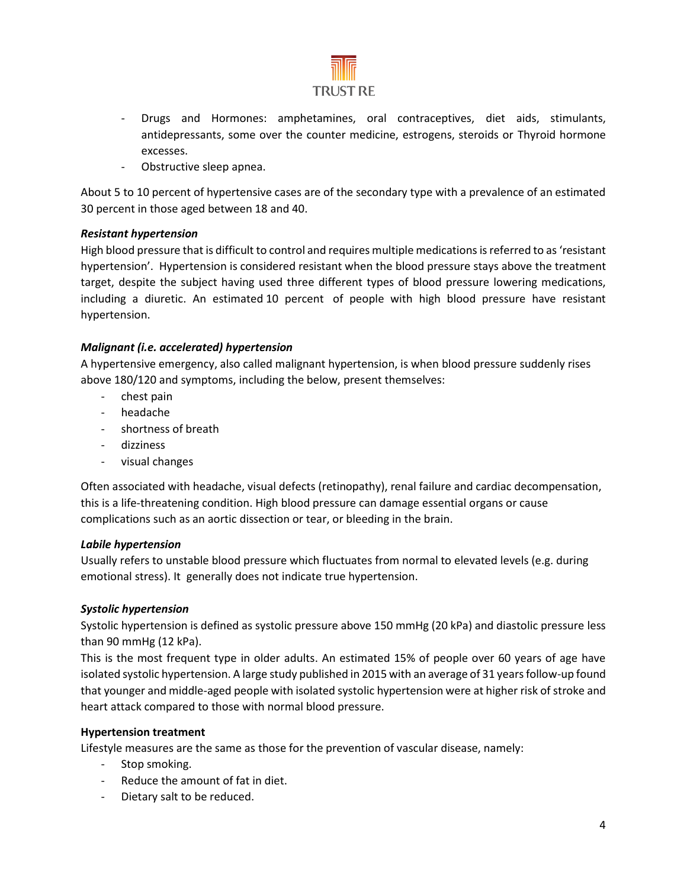- Drugs and Hormones: amphetamines, oral contraceptives, diet aids, stimulants, antidepressants, some over the counter medicine, estrogens, steroids or Thyroid hormone excesses.
- Obstructive sleep apnea.

About 5 to 10 percent of hypertensive cases are of the secondary type with a prevalence of an estimated 30 percent in those aged between 18 and 40.

***Resistant hypertension***

High blood pressure that is difficult to control and requires multiple medications is referred to as 'resistant hypertension'. Hypertension is considered resistant when the blood pressure stays above the treatment target, despite the subject having used three different types of blood pressure lowering medications, including a diuretic. An estimated 10 percent of people with high blood pressure have resistant hypertension.

***Malignant (i.e. accelerated) hypertension***

A hypertensive emergency, also called malignant hypertension, is when blood pressure suddenly rises above 180/120 and symptoms, including the below, present themselves:

- chest pain
- headache
- shortness of breath
- dizziness
- visual changes

Often associated with headache, visual defects (retinopathy), renal failure and cardiac decompensation, this is a life-threatening condition. High blood pressure can damage essential organs or cause complications such as an aortic dissection or tear, or bleeding in the brain.

***Labile hypertension***

Usually refers to unstable blood pressure which fluctuates from normal to elevated levels (e.g. during emotional stress). It generally does not indicate true hypertension.

***Systolic hypertension***

Systolic hypertension is defined as systolic pressure above 150 mmHg (20 kPa) and diastolic pressure less than 90 mmHg (12 kPa).

This is the most frequent type in older adults. An estimated 15% of people over 60 years of age have isolated systolic hypertension. A large study published in 2015 with an average of 31 years follow-up found that younger and middle-aged people with isolated systolic hypertension were at higher risk of stroke and heart attack compared to those with normal blood pressure.

**Hypertension treatment**

Lifestyle measures are the same as those for the prevention of vascular disease, namely:

- Stop smoking.
- Reduce the amount of fat in diet.
- Dietary salt to be reduced.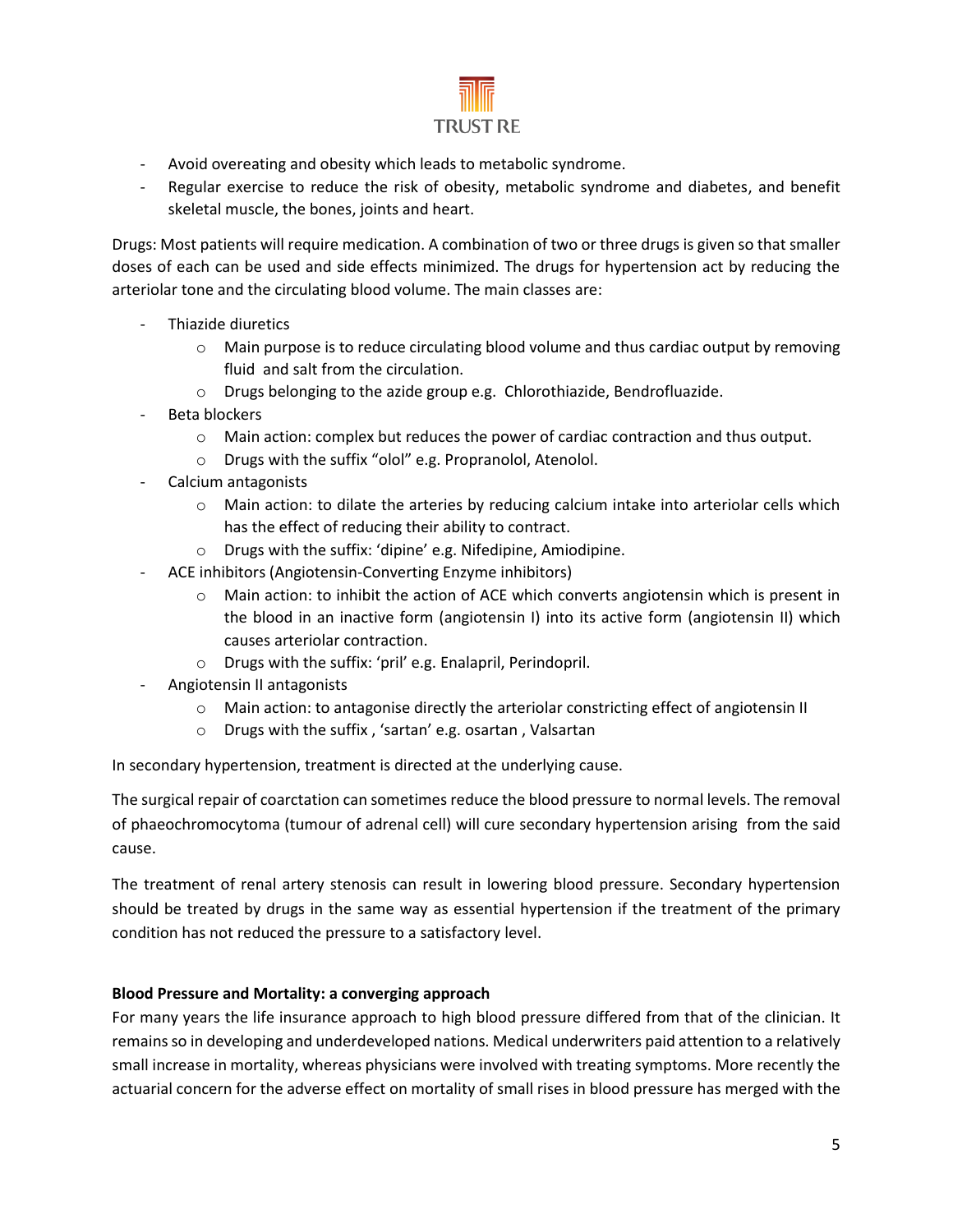- Avoid overeating and obesity which leads to metabolic syndrome.
- Regular exercise to reduce the risk of obesity, metabolic syndrome and diabetes, and benefit skeletal muscle, the bones, joints and heart.

Drugs: Most patients will require medication. A combination of two or three drugs is given so that smaller doses of each can be used and side effects minimized. The drugs for hypertension act by reducing the arteriolar tone and the circulating blood volume. The main classes are:

- Thiazide diuretics
  - Main purpose is to reduce circulating blood volume and thus cardiac output by removing fluid and salt from the circulation.
  - Drugs belonging to the azide group e.g. Chlorothiazide, Bendrofluazide.
- Beta blockers
  - Main action: complex but reduces the power of cardiac contraction and thus output.
  - Drugs with the suffix "olol" e.g. Propranolol, Atenolol.
- Calcium antagonists
  - Main action: to dilate the arteries by reducing calcium intake into arteriolar cells which has the effect of reducing their ability to contract.
  - Drugs with the suffix: 'dipine' e.g. Nifedipine, Amiodipine.
- ACE inhibitors (Angiotensin-Converting Enzyme inhibitors)
  - Main action: to inhibit the action of ACE which converts angiotensin which is present in the blood in an inactive form (angiotensin I) into its active form (angiotensin II) which causes arteriolar contraction.
  - Drugs with the suffix: 'pril' e.g. Enalapril, Perindopril.
- Angiotensin II antagonists
  - Main action: to antagonise directly the arteriolar constricting effect of angiotensin II
  - Drugs with the suffix , 'sartan' e.g. osartan , Valsartan

In secondary hypertension, treatment is directed at the underlying cause.

The surgical repair of coarctation can sometimes reduce the blood pressure to normal levels. The removal of phaeochromocytoma (tumour of adrenal cell) will cure secondary hypertension arising from the said cause.

The treatment of renal artery stenosis can result in lowering blood pressure. Secondary hypertension should be treated by drugs in the same way as essential hypertension if the treatment of the primary condition has not reduced the pressure to a satisfactory level.

**Blood Pressure and Mortality: a converging approach**

For many years the life insurance approach to high blood pressure differed from that of the clinician. It remains so in developing and underdeveloped nations. Medical underwriters paid attention to a relatively small increase in mortality, whereas physicians were involved with treating symptoms. More recently the actuarial concern for the adverse effect on mortality of small rises in blood pressure has merged with the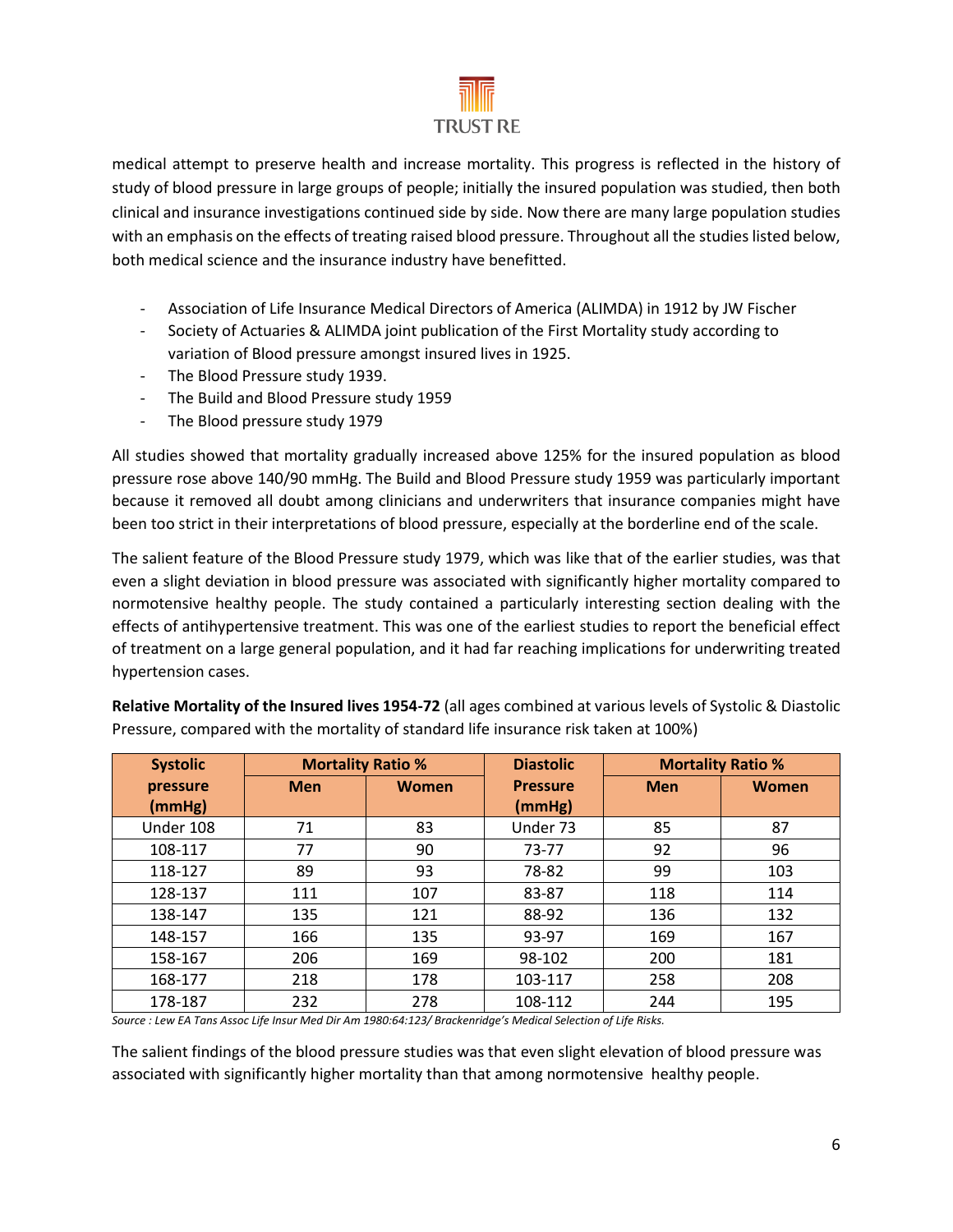medical attempt to preserve health and increase mortality. This progress is reflected in the history of study of blood pressure in large groups of people; initially the insured population was studied, then both clinical and insurance investigations continued side by side. Now there are many large population studies with an emphasis on the effects of treating raised blood pressure. Throughout all the studies listed below, both medical science and the insurance industry have benefitted.

- Association of Life Insurance Medical Directors of America (ALIMDA) in 1912 by JW Fischer
- Society of Actuaries & ALIMDA joint publication of the First Mortality study according to variation of Blood pressure amongst insured lives in 1925.
- The Blood Pressure study 1939.
- The Build and Blood Pressure study 1959
- The Blood pressure study 1979

All studies showed that mortality gradually increased above 125% for the insured population as blood pressure rose above 140/90 mmHg. The Build and Blood Pressure study 1959 was particularly important because it removed all doubt among clinicians and underwriters that insurance companies might have been too strict in their interpretations of blood pressure, especially at the borderline end of the scale.

The salient feature of the Blood Pressure study 1979, which was like that of the earlier studies, was that even a slight deviation in blood pressure was associated with significantly higher mortality compared to normotensive healthy people. The study contained a particularly interesting section dealing with the effects of antihypertensive treatment. This was one of the earliest studies to report the beneficial effect of treatment on a large general population, and it had far reaching implications for underwriting treated hypertension cases.

**Relative Mortality of the Insured lives 1954-72** (all ages combined at various levels of Systolic & Diastolic Pressure, compared with the mortality of standard life insurance risk taken at 100%)

| Systolic pressure (mmHg) | Mortality Ratio % | | Diastolic Pressure (mmHg) | Mortality Ratio % | |
|---|---|---|---|---|---|
| | Men | Women | | Men | Women |
| Under 108 | 71 | 83 | Under 73 | 85 | 87 |
| 108-117 | 77 | 90 | 73-77 | 92 | 96 |
| 118-127 | 89 | 93 | 78-82 | 99 | 103 |
| 128-137 | 111 | 107 | 83-87 | 118 | 114 |
| 138-147 | 135 | 121 | 88-92 | 136 | 132 |
| 148-157 | 166 | 135 | 93-97 | 169 | 167 |
| 158-167 | 206 | 169 | 98-102 | 200 | 181 |
| 168-177 | 218 | 178 | 103-117 | 258 | 208 |
| 178-187 | 232 | 278 | 108-112 | 244 | 195 |

*Source : Lew EA Tans Assoc Life Insur Med Dir Am 1980:64:123/ Brackenridge's Medical Selection of Life Risks.*

The salient findings of the blood pressure studies was that even slight elevation of blood pressure was associated with significantly higher mortality than that among normotensive healthy people.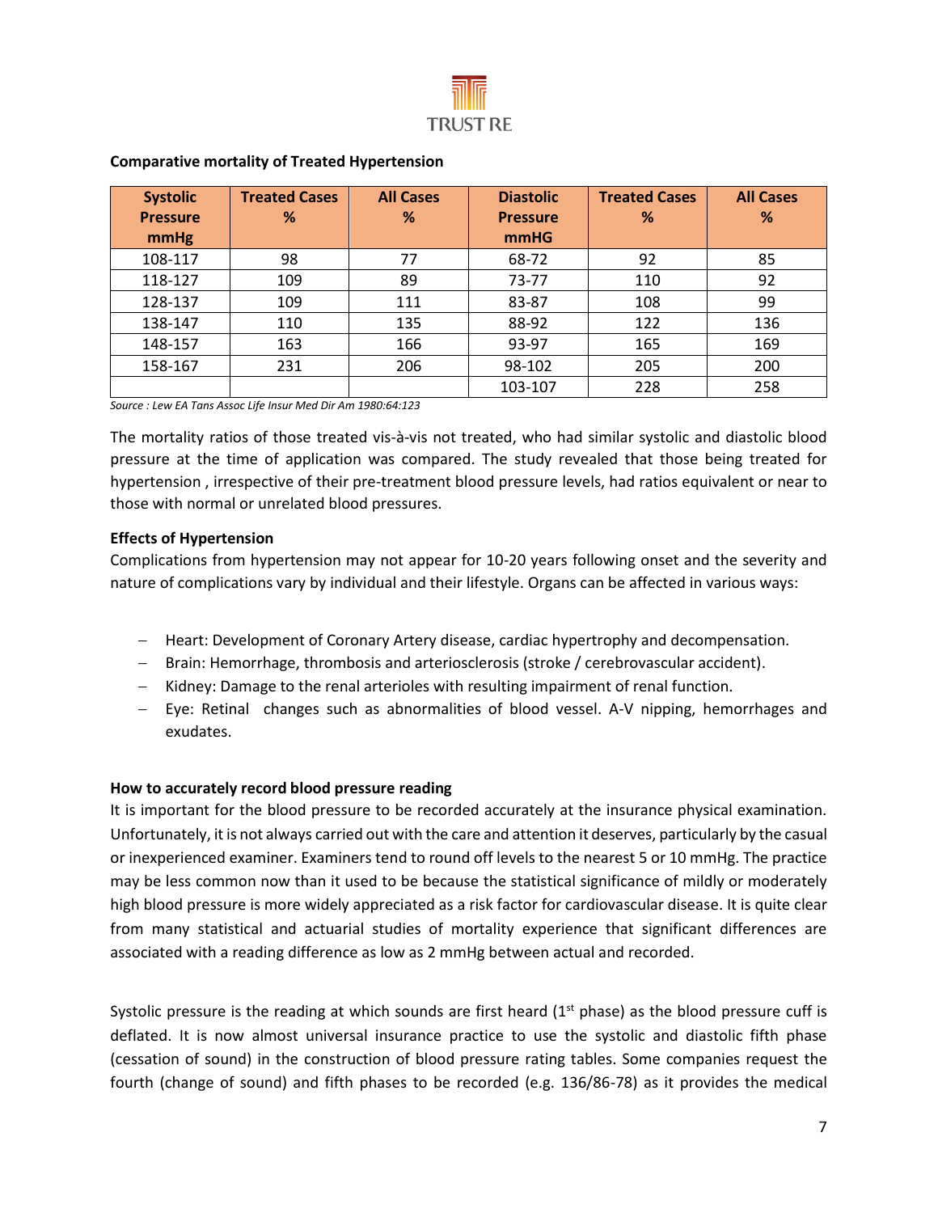**Comparative mortality of Treated Hypertension**

| Systolic Pressure mmHg | Treated Cases % | All Cases % | Diastolic Pressure mmHG | Treated Cases % | All Cases % |
|---|---|---|---|---|---|
| 108-117 | 98 | 77 | 68-72 | 92 | 85 |
| 118-127 | 109 | 89 | 73-77 | 110 | 92 |
| 128-137 | 109 | 111 | 83-87 | 108 | 99 |
| 138-147 | 110 | 135 | 88-92 | 122 | 136 |
| 148-157 | 163 | 166 | 93-97 | 165 | 169 |
| 158-167 | 231 | 206 | 98-102 | 205 | 200 |
| | | | 103-107 | 228 | 258 |

*Source : Lew EA Tans Assoc Life Insur Med Dir Am 1980:64:123*

The mortality ratios of those treated vis-à-vis not treated, who had similar systolic and diastolic blood pressure at the time of application was compared. The study revealed that those being treated for hypertension , irrespective of their pre-treatment blood pressure levels, had ratios equivalent or near to those with normal or unrelated blood pressures.

**Effects of Hypertension**

Complications from hypertension may not appear for 10-20 years following onset and the severity and nature of complications vary by individual and their lifestyle. Organs can be affected in various ways:

- Heart: Development of Coronary Artery disease, cardiac hypertrophy and decompensation.
- Brain: Hemorrhage, thrombosis and arteriosclerosis (stroke / cerebrovascular accident).
- Kidney: Damage to the renal arterioles with resulting impairment of renal function.
- Eye: Retinal changes such as abnormalities of blood vessel. A-V nipping, hemorrhages and exudates.

**How to accurately record blood pressure reading**

It is important for the blood pressure to be recorded accurately at the insurance physical examination. Unfortunately, it is not always carried out with the care and attention it deserves, particularly by the casual or inexperienced examiner. Examiners tend to round off levels to the nearest 5 or 10 mmHg. The practice may be less common now than it used to be because the statistical significance of mildly or moderately high blood pressure is more widely appreciated as a risk factor for cardiovascular disease. It is quite clear from many statistical and actuarial studies of mortality experience that significant differences are associated with a reading difference as low as 2 mmHg between actual and recorded.

Systolic pressure is the reading at which sounds are first heard (1st phase) as the blood pressure cuff is deflated. It is now almost universal insurance practice to use the systolic and diastolic fifth phase (cessation of sound) in the construction of blood pressure rating tables. Some companies request the fourth (change of sound) and fifth phases to be recorded (e.g. 136/86-78) as it provides the medical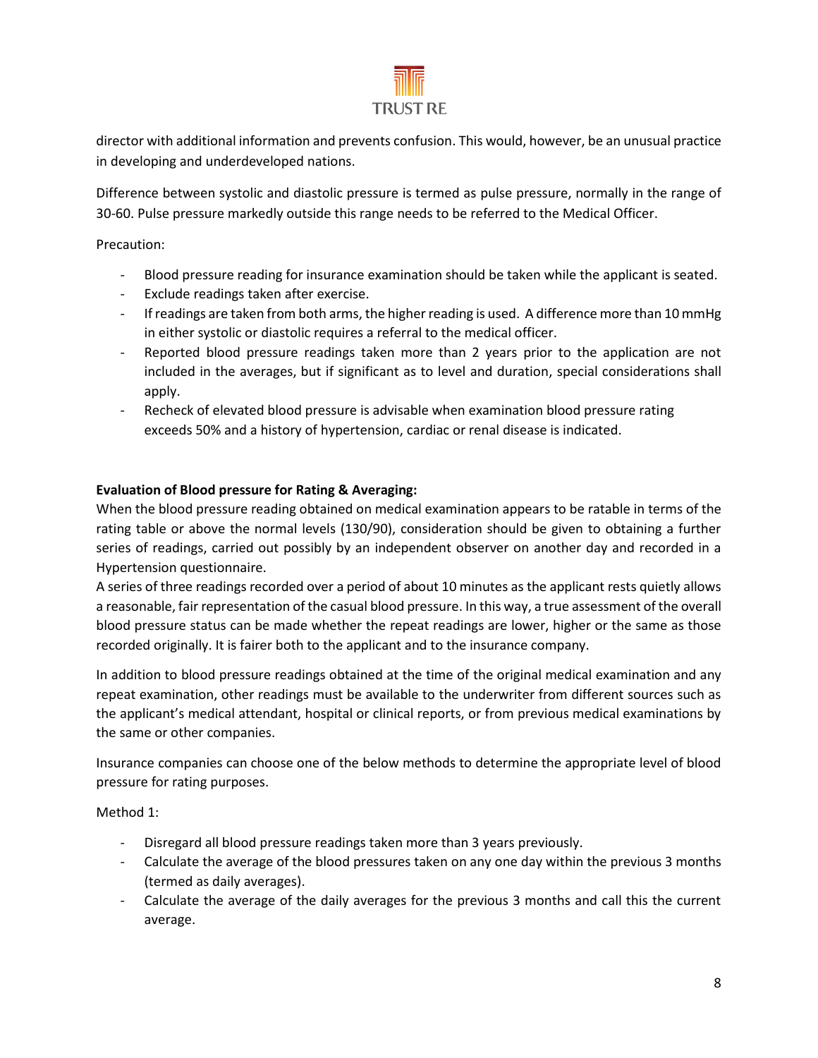director with additional information and prevents confusion. This would, however, be an unusual practice in developing and underdeveloped nations.

Difference between systolic and diastolic pressure is termed as pulse pressure, normally in the range of 30-60. Pulse pressure markedly outside this range needs to be referred to the Medical Officer.

Precaution:

- Blood pressure reading for insurance examination should be taken while the applicant is seated.
- Exclude readings taken after exercise.
- If readings are taken from both arms, the higher reading is used. A difference more than 10 mmHg in either systolic or diastolic requires a referral to the medical officer.
- Reported blood pressure readings taken more than 2 years prior to the application are not included in the averages, but if significant as to level and duration, special considerations shall apply.
- Recheck of elevated blood pressure is advisable when examination blood pressure rating exceeds 50% and a history of hypertension, cardiac or renal disease is indicated.

**Evaluation of Blood pressure for Rating & Averaging:**

When the blood pressure reading obtained on medical examination appears to be ratable in terms of the rating table or above the normal levels (130/90), consideration should be given to obtaining a further series of readings, carried out possibly by an independent observer on another day and recorded in a Hypertension questionnaire.

A series of three readings recorded over a period of about 10 minutes as the applicant rests quietly allows a reasonable, fair representation of the casual blood pressure. In this way, a true assessment of the overall blood pressure status can be made whether the repeat readings are lower, higher or the same as those recorded originally. It is fairer both to the applicant and to the insurance company.

In addition to blood pressure readings obtained at the time of the original medical examination and any repeat examination, other readings must be available to the underwriter from different sources such as the applicant's medical attendant, hospital or clinical reports, or from previous medical examinations by the same or other companies.

Insurance companies can choose one of the below methods to determine the appropriate level of blood pressure for rating purposes.

Method 1:

- Disregard all blood pressure readings taken more than 3 years previously.
- Calculate the average of the blood pressures taken on any one day within the previous 3 months (termed as daily averages).
- Calculate the average of the daily averages for the previous 3 months and call this the current average.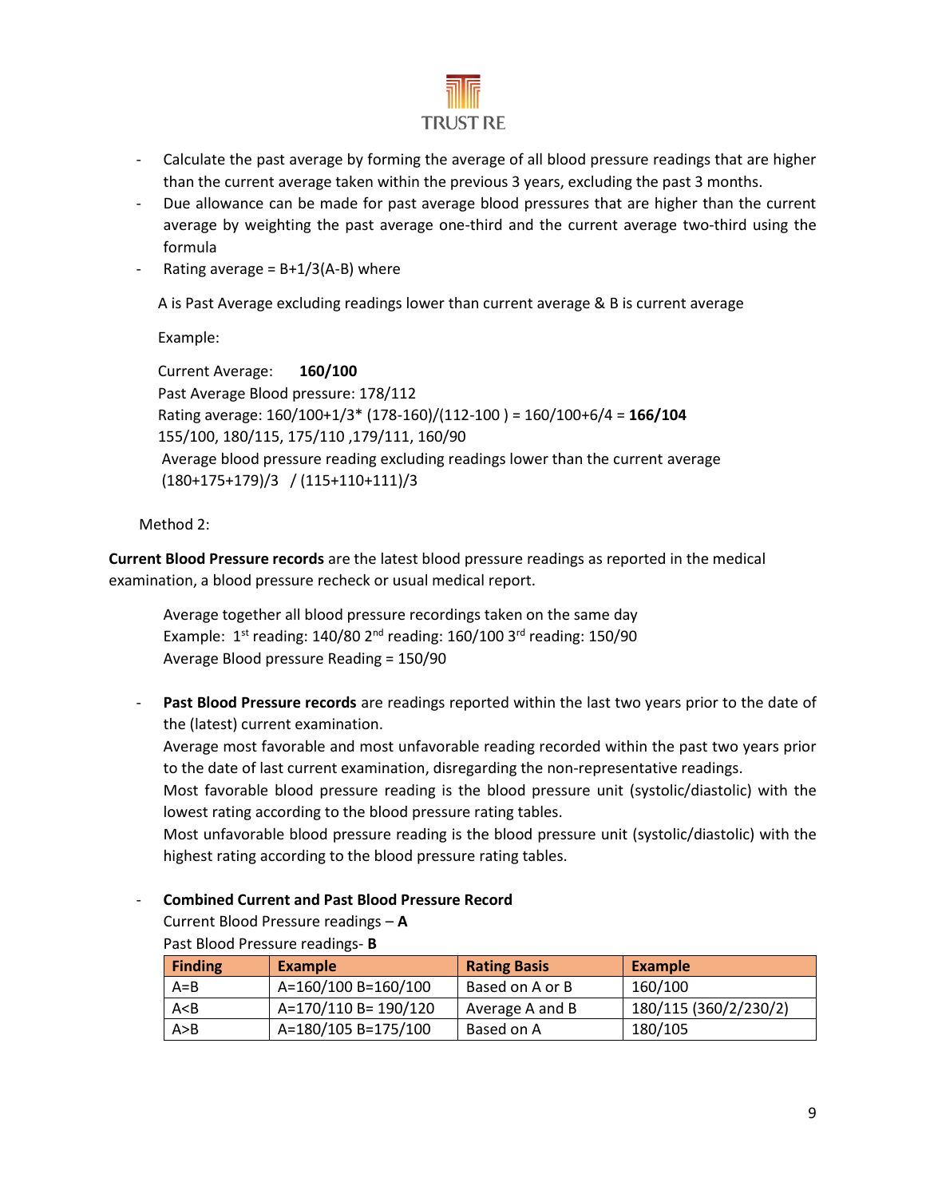- Calculate the past average by forming the average of all blood pressure readings that are higher than the current average taken within the previous 3 years, excluding the past 3 months.
- Due allowance can be made for past average blood pressures that are higher than the current average by weighting the past average one-third and the current average two-third using the formula
- Rating average = B+1/3(A-B) where

  A is Past Average excluding readings lower than current average & B is current average

  Example:

  Current Average: **160/100**
  Past Average Blood pressure: 178/112
  Rating average: 160/100+1/3* (178-160)/(112-100 ) = 160/100+6/4 = **166/104**
  155/100, 180/115, 175/110 ,179/111, 160/90
  Average blood pressure reading excluding readings lower than the current average
  (180+175+179)/3 / (115+110+111)/3

Method 2:

**Current Blood Pressure records** are the latest blood pressure readings as reported in the medical examination, a blood pressure recheck or usual medical report.

Average together all blood pressure recordings taken on the same day
Example: 1st reading: 140/80 2nd reading: 160/100 3rd reading: 150/90
Average Blood pressure Reading = 150/90

- **Past Blood Pressure records** are readings reported within the last two years prior to the date of the (latest) current examination.
  Average most favorable and most unfavorable reading recorded within the past two years prior to the date of last current examination, disregarding the non-representative readings.
  Most favorable blood pressure reading is the blood pressure unit (systolic/diastolic) with the lowest rating according to the blood pressure rating tables.
  Most unfavorable blood pressure reading is the blood pressure unit (systolic/diastolic) with the highest rating according to the blood pressure rating tables.

- **Combined Current and Past Blood Pressure Record**
  Current Blood Pressure readings – **A**
  Past Blood Pressure readings- **B**

| Finding | Example | Rating Basis | Example |
|---|---|---|---|
| A=B | A=160/100 B=160/100 | Based on A or B | 160/100 |
| A<B | A=170/110 B= 190/120 | Average A and B | 180/115 (360/2/230/2) |
| A>B | A=180/105 B=175/100 | Based on A | 180/105 |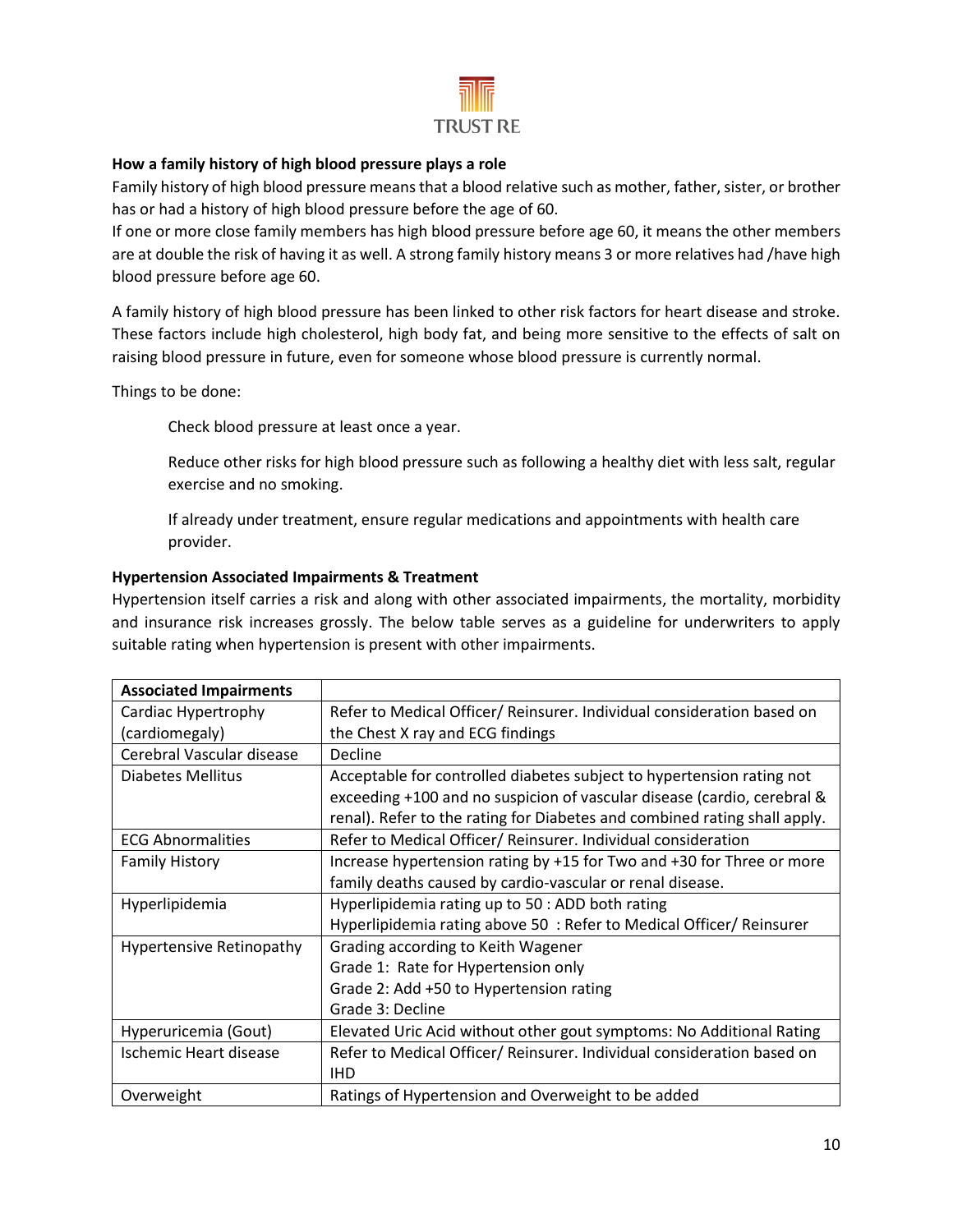**How a family history of high blood pressure plays a role**

Family history of high blood pressure means that a blood relative such as mother, father, sister, or brother has or had a history of high blood pressure before the age of 60.

If one or more close family members has high blood pressure before age 60, it means the other members are at double the risk of having it as well. A strong family history means 3 or more relatives had /have high blood pressure before age 60.

A family history of high blood pressure has been linked to other risk factors for heart disease and stroke. These factors include high cholesterol, high body fat, and being more sensitive to the effects of salt on raising blood pressure in future, even for someone whose blood pressure is currently normal.

Things to be done:

> Check blood pressure at least once a year.
>
> Reduce other risks for high blood pressure such as following a healthy diet with less salt, regular exercise and no smoking.
>
> If already under treatment, ensure regular medications and appointments with health care provider.

**Hypertension Associated Impairments & Treatment**

Hypertension itself carries a risk and along with other associated impairments, the mortality, morbidity and insurance risk increases grossly. The below table serves as a guideline for underwriters to apply suitable rating when hypertension is present with other impairments.

| **Associated Impairments** | |
|---|---|
| Cardiac Hypertrophy (cardiomegaly) | Refer to Medical Officer/ Reinsurer. Individual consideration based on the Chest X ray and ECG findings |
| Cerebral Vascular disease | Decline |
| Diabetes Mellitus | Acceptable for controlled diabetes subject to hypertension rating not exceeding +100 and no suspicion of vascular disease (cardio, cerebral & renal). Refer to the rating for Diabetes and combined rating shall apply. |
| ECG Abnormalities | Refer to Medical Officer/ Reinsurer. Individual consideration |
| Family History | Increase hypertension rating by +15 for Two and +30 for Three or more family deaths caused by cardio-vascular or renal disease. |
| Hyperlipidemia | Hyperlipidemia rating up to 50 : ADD both rating<br>Hyperlipidemia rating above 50 : Refer to Medical Officer/ Reinsurer |
| Hypertensive Retinopathy | Grading according to Keith Wagener<br>Grade 1: Rate for Hypertension only<br>Grade 2: Add +50 to Hypertension rating<br>Grade 3: Decline |
| Hyperuricemia (Gout) | Elevated Uric Acid without other gout symptoms: No Additional Rating |
| Ischemic Heart disease | Refer to Medical Officer/ Reinsurer. Individual consideration based on IHD |
| Overweight | Ratings of Hypertension and Overweight to be added |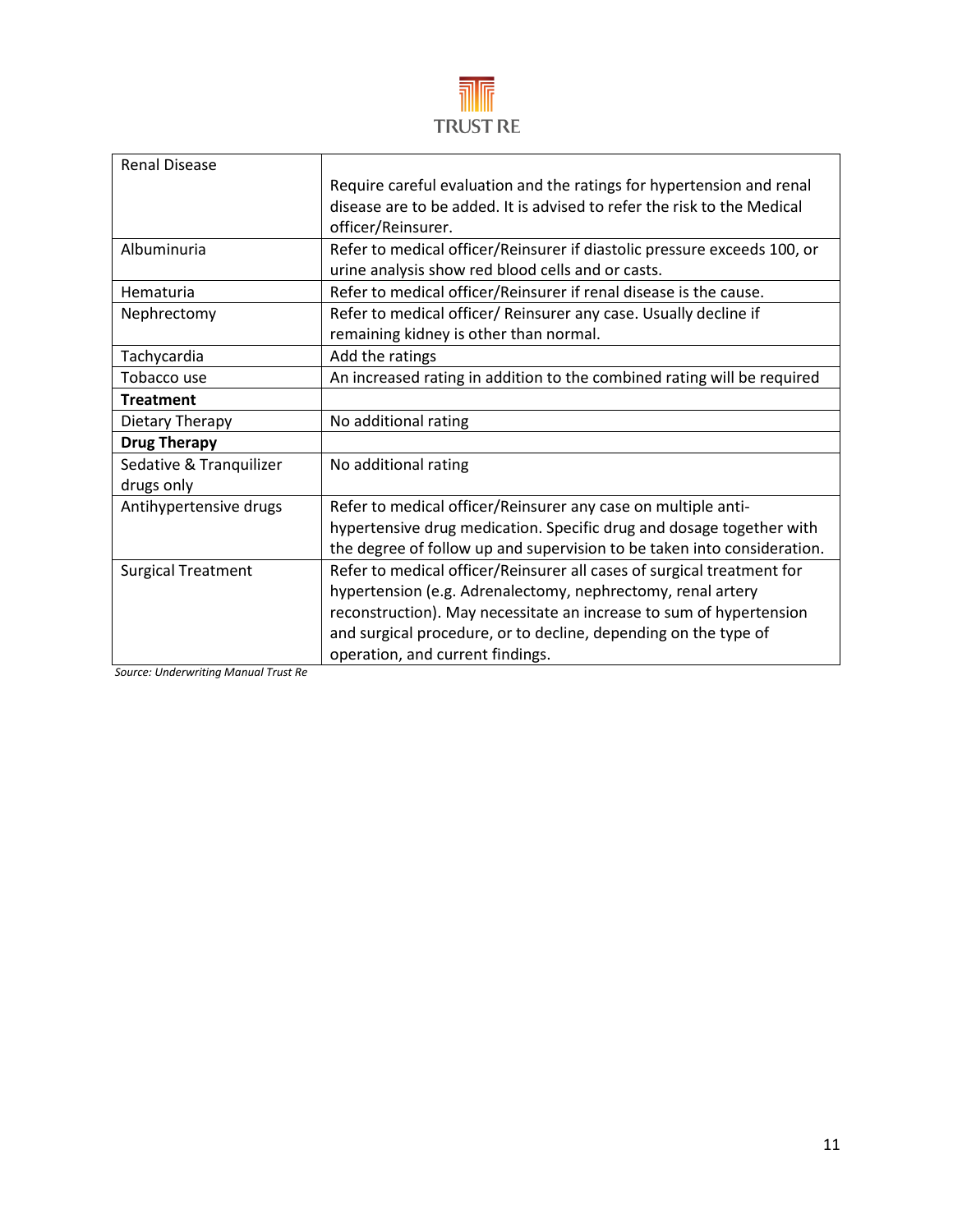| Renal Disease | Require careful evaluation and the ratings for hypertension and renal disease are to be added. It is advised to refer the risk to the Medical officer/Reinsurer. |
|---|---|
| Albuminuria | Refer to medical officer/Reinsurer if diastolic pressure exceeds 100, or urine analysis show red blood cells and or casts. |
| Hematuria | Refer to medical officer/Reinsurer if renal disease is the cause. |
| Nephrectomy | Refer to medical officer/ Reinsurer any case. Usually decline if remaining kidney is other than normal. |
| Tachycardia | Add the ratings |
| Tobacco use | An increased rating in addition to the combined rating will be required |
| **Treatment** | |
| Dietary Therapy | No additional rating |
| **Drug Therapy** | |
| Sedative & Tranquilizer drugs only | No additional rating |
| Antihypertensive drugs | Refer to medical officer/Reinsurer any case on multiple anti-hypertensive drug medication. Specific drug and dosage together with the degree of follow up and supervision to be taken into consideration. |
| Surgical Treatment | Refer to medical officer/Reinsurer all cases of surgical treatment for hypertension (e.g. Adrenalectomy, nephrectomy, renal artery reconstruction). May necessitate an increase to sum of hypertension and surgical procedure, or to decline, depending on the type of operation, and current findings. |

*Source: Underwriting Manual Trust Re*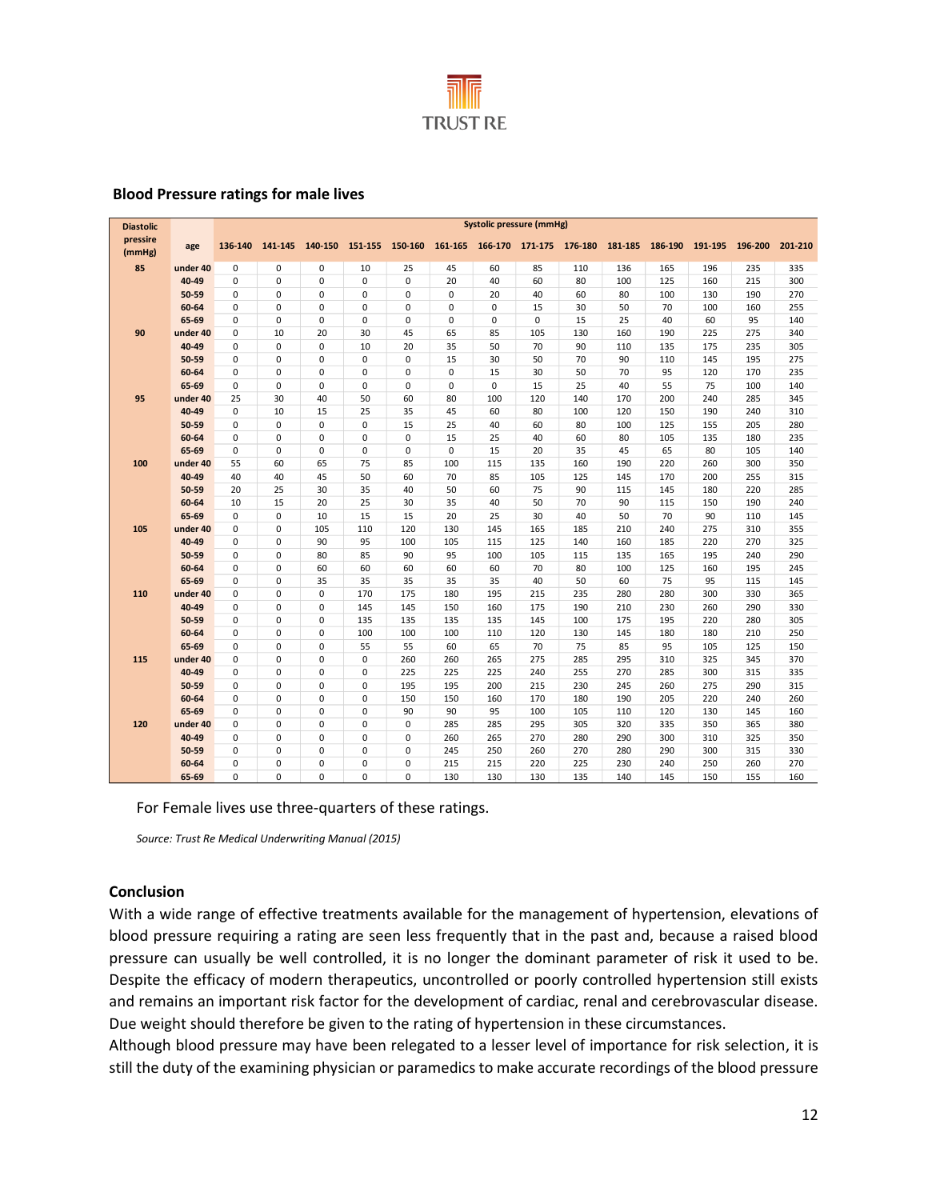**Blood Pressure ratings for male lives**

| Diastolic pressure (mmHg) | age | Systolic pressure (mmHg) | | | | | | | | | | | | | |
|---|---|---|---|---|---|---|---|---|---|---|---|---|---|---|---|
| | | 136-140 | 141-145 | 140-150 | 151-155 | 150-160 | 161-165 | 166-170 | 171-175 | 176-180 | 181-185 | 186-190 | 191-195 | 196-200 | 201-210 |
| 85 | under 40 | 0 | 0 | 0 | 10 | 25 | 45 | 60 | 85 | 110 | 136 | 165 | 196 | 235 | 335 |
| | 40-49 | 0 | 0 | 0 | 0 | 0 | 20 | 40 | 60 | 80 | 100 | 125 | 160 | 215 | 300 |
| | 50-59 | 0 | 0 | 0 | 0 | 0 | 0 | 20 | 40 | 60 | 80 | 100 | 130 | 190 | 270 |
| | 60-64 | 0 | 0 | 0 | 0 | 0 | 0 | 0 | 15 | 30 | 50 | 70 | 100 | 160 | 255 |
| | 65-69 | 0 | 0 | 0 | 0 | 0 | 0 | 0 | 0 | 15 | 25 | 40 | 60 | 95 | 140 |
| 90 | under 40 | 0 | 10 | 20 | 30 | 45 | 65 | 85 | 105 | 130 | 160 | 190 | 225 | 275 | 340 |
| | 40-49 | 0 | 0 | 0 | 10 | 20 | 35 | 50 | 70 | 90 | 110 | 135 | 175 | 235 | 305 |
| | 50-59 | 0 | 0 | 0 | 0 | 0 | 15 | 30 | 50 | 70 | 90 | 110 | 145 | 195 | 275 |
| | 60-64 | 0 | 0 | 0 | 0 | 0 | 0 | 15 | 30 | 50 | 70 | 95 | 120 | 170 | 235 |
| | 65-69 | 0 | 0 | 0 | 0 | 0 | 0 | 0 | 15 | 25 | 40 | 55 | 75 | 100 | 140 |
| 95 | under 40 | 25 | 30 | 40 | 50 | 60 | 80 | 100 | 120 | 140 | 170 | 200 | 240 | 285 | 345 |
| | 40-49 | 0 | 10 | 15 | 25 | 35 | 45 | 60 | 80 | 100 | 120 | 150 | 190 | 240 | 310 |
| | 50-59 | 0 | 0 | 0 | 0 | 15 | 25 | 40 | 60 | 80 | 100 | 125 | 155 | 205 | 280 |
| | 60-64 | 0 | 0 | 0 | 0 | 0 | 15 | 25 | 40 | 60 | 80 | 105 | 135 | 180 | 235 |
| | 65-69 | 0 | 0 | 0 | 0 | 0 | 0 | 15 | 20 | 35 | 45 | 65 | 80 | 105 | 140 |
| 100 | under 40 | 55 | 60 | 65 | 75 | 85 | 100 | 115 | 135 | 160 | 190 | 220 | 260 | 300 | 350 |
| | 40-49 | 40 | 40 | 45 | 50 | 60 | 70 | 85 | 105 | 125 | 145 | 170 | 200 | 255 | 315 |
| | 50-59 | 20 | 25 | 30 | 35 | 40 | 50 | 60 | 75 | 90 | 115 | 145 | 180 | 220 | 285 |
| | 60-64 | 10 | 15 | 20 | 25 | 30 | 35 | 40 | 50 | 70 | 90 | 115 | 150 | 190 | 240 |
| | 65-69 | 0 | 0 | 10 | 15 | 15 | 20 | 25 | 30 | 40 | 50 | 70 | 90 | 110 | 145 |
| 105 | under 40 | 0 | 0 | 105 | 110 | 120 | 130 | 145 | 165 | 185 | 210 | 240 | 275 | 310 | 355 |
| | 40-49 | 0 | 0 | 90 | 95 | 100 | 105 | 115 | 125 | 140 | 160 | 185 | 220 | 270 | 325 |
| | 50-59 | 0 | 0 | 80 | 85 | 90 | 95 | 100 | 105 | 115 | 135 | 165 | 195 | 240 | 290 |
| | 60-64 | 0 | 0 | 60 | 60 | 60 | 60 | 60 | 70 | 80 | 100 | 125 | 160 | 195 | 245 |
| | 65-69 | 0 | 0 | 35 | 35 | 35 | 35 | 35 | 40 | 50 | 60 | 75 | 95 | 115 | 145 |
| 110 | under 40 | 0 | 0 | 0 | 170 | 175 | 180 | 195 | 215 | 235 | 280 | 280 | 300 | 330 | 365 |
| | 40-49 | 0 | 0 | 0 | 145 | 145 | 150 | 160 | 175 | 190 | 210 | 230 | 260 | 290 | 330 |
| | 50-59 | 0 | 0 | 0 | 135 | 135 | 135 | 135 | 145 | 100 | 175 | 195 | 220 | 280 | 305 |
| | 60-64 | 0 | 0 | 0 | 100 | 100 | 100 | 110 | 120 | 130 | 145 | 180 | 180 | 210 | 250 |
| | 65-69 | 0 | 0 | 0 | 55 | 55 | 60 | 65 | 70 | 75 | 85 | 95 | 105 | 125 | 150 |
| 115 | under 40 | 0 | 0 | 0 | 0 | 260 | 260 | 265 | 275 | 285 | 295 | 310 | 325 | 345 | 370 |
| | 40-49 | 0 | 0 | 0 | 0 | 225 | 225 | 225 | 240 | 255 | 270 | 285 | 300 | 315 | 335 |
| | 50-59 | 0 | 0 | 0 | 0 | 195 | 195 | 200 | 215 | 230 | 245 | 260 | 275 | 290 | 315 |
| | 60-64 | 0 | 0 | 0 | 0 | 150 | 150 | 160 | 170 | 180 | 190 | 205 | 220 | 240 | 260 |
| | 65-69 | 0 | 0 | 0 | 0 | 90 | 90 | 95 | 100 | 105 | 110 | 120 | 130 | 145 | 160 |
| 120 | under 40 | 0 | 0 | 0 | 0 | 0 | 285 | 285 | 295 | 305 | 320 | 335 | 350 | 365 | 380 |
| | 40-49 | 0 | 0 | 0 | 0 | 0 | 260 | 265 | 270 | 280 | 290 | 300 | 310 | 325 | 350 |
| | 50-59 | 0 | 0 | 0 | 0 | 0 | 245 | 250 | 260 | 270 | 280 | 290 | 300 | 315 | 330 |
| | 60-64 | 0 | 0 | 0 | 0 | 0 | 215 | 215 | 220 | 225 | 230 | 240 | 250 | 260 | 270 |
| | 65-69 | 0 | 0 | 0 | 0 | 0 | 130 | 130 | 130 | 135 | 140 | 145 | 150 | 155 | 160 |

For Female lives use three-quarters of these ratings.

*Source: Trust Re Medical Underwriting Manual (2015)*

**Conclusion**

With a wide range of effective treatments available for the management of hypertension, elevations of blood pressure requiring a rating are seen less frequently that in the past and, because a raised blood pressure can usually be well controlled, it is no longer the dominant parameter of risk it used to be. Despite the efficacy of modern therapeutics, uncontrolled or poorly controlled hypertension still exists and remains an important risk factor for the development of cardiac, renal and cerebrovascular disease. Due weight should therefore be given to the rating of hypertension in these circumstances.

Although blood pressure may have been relegated to a lesser level of importance for risk selection, it is still the duty of the examining physician or paramedics to make accurate recordings of the blood pressure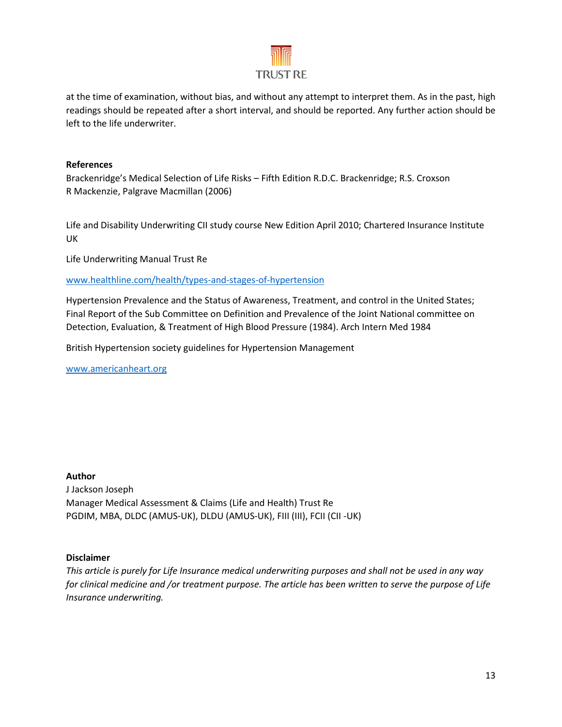at the time of examination, without bias, and without any attempt to interpret them. As in the past, high readings should be repeated after a short interval, and should be reported. Any further action should be left to the life underwriter.

**References**

Brackenridge's Medical Selection of Life Risks – Fifth Edition R.D.C. Brackenridge; R.S. Croxson R Mackenzie, Palgrave Macmillan (2006)

Life and Disability Underwriting CII study course New Edition April 2010; Chartered Insurance Institute UK

Life Underwriting Manual Trust Re

www.healthline.com/health/types-and-stages-of-hypertension

Hypertension Prevalence and the Status of Awareness, Treatment, and control in the United States; Final Report of the Sub Committee on Definition and Prevalence of the Joint National committee on Detection, Evaluation, & Treatment of High Blood Pressure (1984). Arch Intern Med 1984

British Hypertension society guidelines for Hypertension Management

www.americanheart.org

**Author**

J Jackson Joseph
Manager Medical Assessment & Claims (Life and Health) Trust Re
PGDIM, MBA, DLDC (AMUS-UK), DLDU (AMUS-UK), FIII (III), FCII (CII -UK)

**Disclaimer**

*This article is purely for Life Insurance medical underwriting purposes and shall not be used in any way for clinical medicine and /or treatment purpose. The article has been written to serve the purpose of Life Insurance underwriting.*